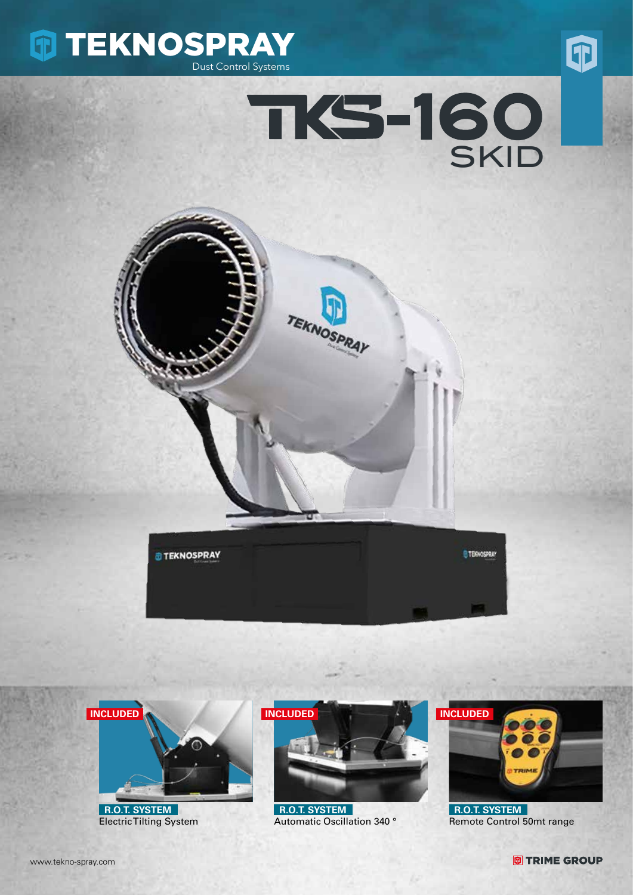# TEKNOSPRAY

Dust Control Systems

# TKS-160 SKID

**INCLUDED**

**R.O.T. SYSTEM**
Electric Tilting System

**INCLUDED**

**R.O.T. SYSTEM**
Automatic Oscillation 340 °

**INCLUDED**

**R.O.T. SYSTEM**
Remote Control 50mt range

www.tekno-spray.com

TRIME GROUP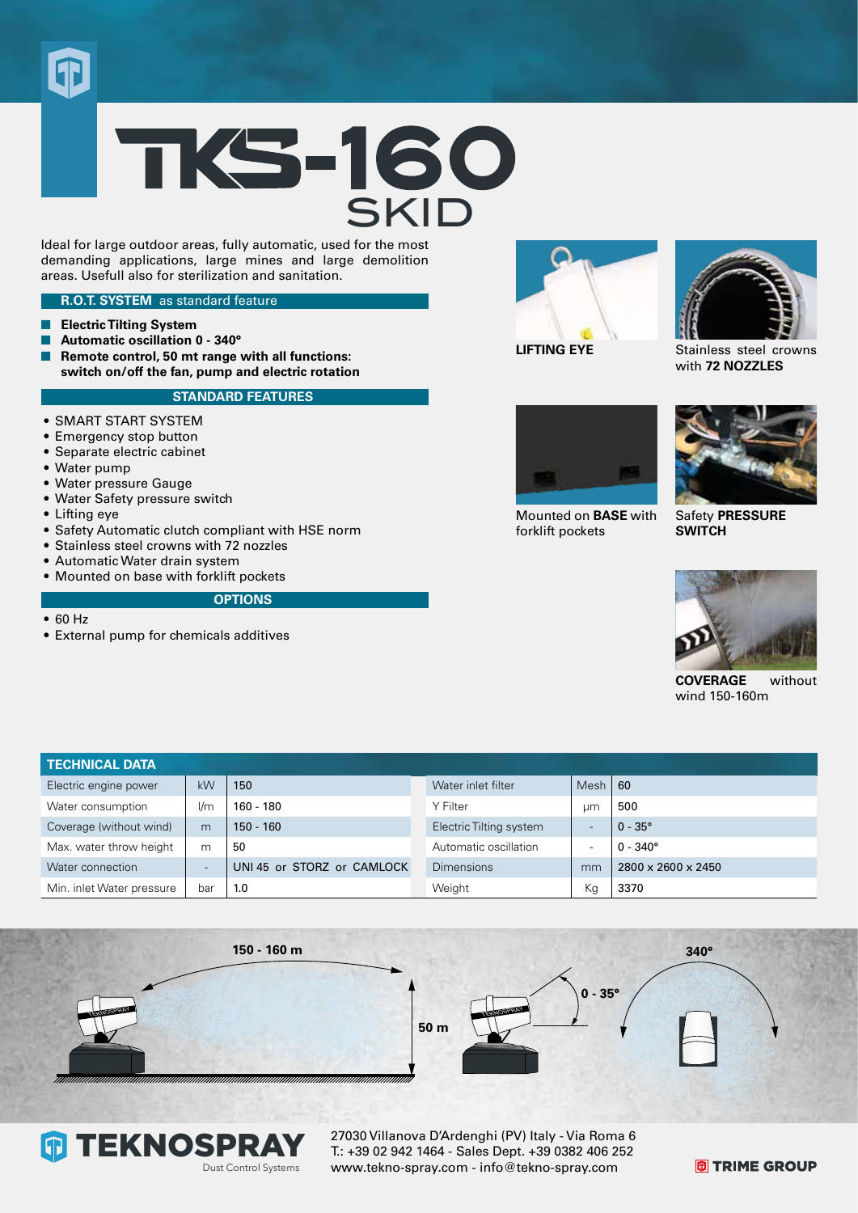# TKS-160 SKID

Ideal for large outdoor areas, fully automatic, used for the most demanding applications, large mines and large demolition areas. Usefull also for sterilization and sanitation.

## R.O.T. SYSTEM as standard feature

- **Electric Tilting System**
- **Automatic oscillation 0 - 340°**
- **Remote control, 50 mt range with all functions: switch on/off the fan, pump and electric rotation**

## STANDARD FEATURES

- SMART START SYSTEM
- Emergency stop button
- Separate electric cabinet
- Water pump
- Water pressure Gauge
- Water Safety pressure switch
- Lifting eye
- Safety Automatic clutch compliant with HSE norm
- Stainless steel crowns with 72 nozzles
- Automatic Water drain system
- Mounted on base with forklift pockets

## OPTIONS

- 60 Hz
- External pump for chemicals additives

**LIFTING EYE**

Stainless steel crowns with **72 NOZZLES**

Mounted on **BASE** with forklift pockets

Safety **PRESSURE SWITCH**

**COVERAGE** without wind 150-160m

## TECHNICAL DATA

| | | | | | |
|---|---|---|---|---|---|
| Electric engine power | kW | 150 | Water inlet filter | Mesh | 60 |
| Water consumption | l/m | 160 - 180 | Y Filter | µm | 500 |
| Coverage (without wind) | m | 150 - 160 | Electric Tilting system | - | 0 - 35° |
| Max. water throw height | m | 50 | Automatic oscillation | - | 0 - 340° |
| Water connection | - | UNI 45 or STORZ or CAMLOCK | Dimensions | mm | 2800 x 2600 x 2450 |
| Min. inlet Water pressure | bar | 1.0 | Weight | Kg | 3370 |

150 - 160 m

50 m

0 - 35°

340°

**TEKNOSPRAY** Dust Control Systems

27030 Villanova D'Ardenghi (PV) Italy - Via Roma 6
T.: +39 02 942 1464 - Sales Dept. +39 0382 406 252
www.tekno-spray.com - info@tekno-spray.com

TRIME GROUP